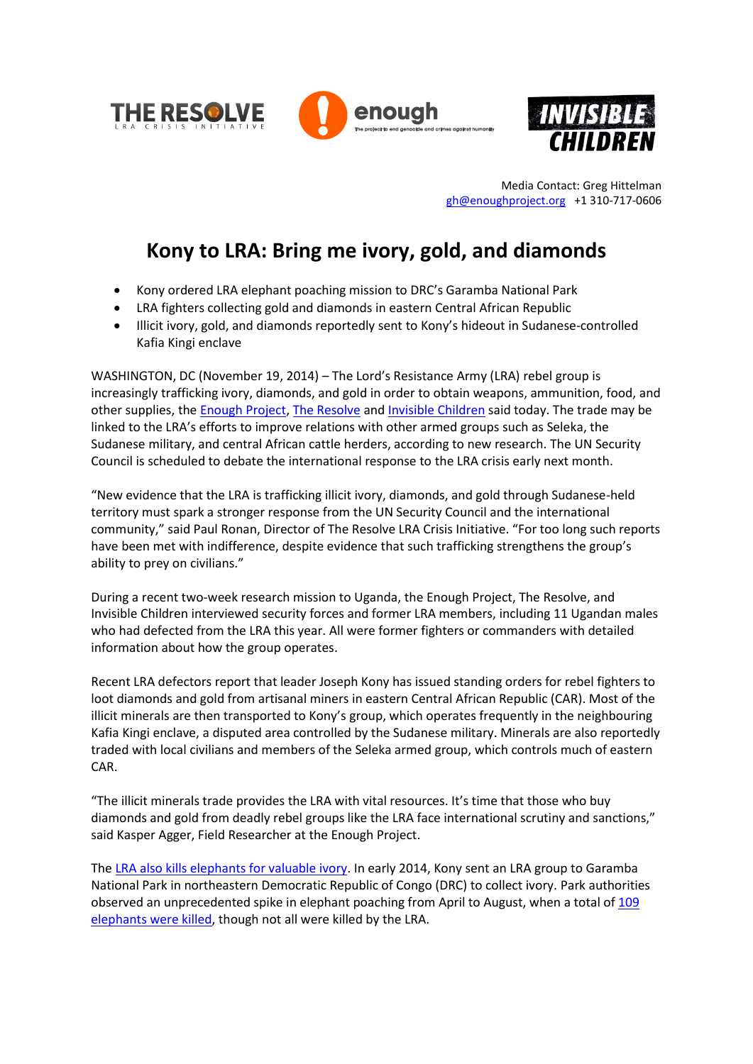THE RESOLVE LRA CRISIS INITIATIVE

enough — The project to end genocide and crimes against humanity

INVISIBLE CHILDREN

Media Contact: Greg Hittelman
gh@enoughproject.org +1 310-717-0606

# Kony to LRA: Bring me ivory, gold, and diamonds

- Kony ordered LRA elephant poaching mission to DRC's Garamba National Park
- LRA fighters collecting gold and diamonds in eastern Central African Republic
- Illicit ivory, gold, and diamonds reportedly sent to Kony's hideout in Sudanese-controlled Kafia Kingi enclave

WASHINGTON, DC (November 19, 2014) – The Lord's Resistance Army (LRA) rebel group is increasingly trafficking ivory, diamonds, and gold in order to obtain weapons, ammunition, food, and other supplies, the Enough Project, The Resolve and Invisible Children said today. The trade may be linked to the LRA's efforts to improve relations with other armed groups such as Seleka, the Sudanese military, and central African cattle herders, according to new research. The UN Security Council is scheduled to debate the international response to the LRA crisis early next month.

"New evidence that the LRA is trafficking illicit ivory, diamonds, and gold through Sudanese-held territory must spark a stronger response from the UN Security Council and the international community," said Paul Ronan, Director of The Resolve LRA Crisis Initiative. "For too long such reports have been met with indifference, despite evidence that such trafficking strengthens the group's ability to prey on civilians."

During a recent two-week research mission to Uganda, the Enough Project, The Resolve, and Invisible Children interviewed security forces and former LRA members, including 11 Ugandan males who had defected from the LRA this year. All were former fighters or commanders with detailed information about how the group operates.

Recent LRA defectors report that leader Joseph Kony has issued standing orders for rebel fighters to loot diamonds and gold from artisanal miners in eastern Central African Republic (CAR). Most of the illicit minerals are then transported to Kony's group, which operates frequently in the neighbouring Kafia Kingi enclave, a disputed area controlled by the Sudanese military. Minerals are also reportedly traded with local civilians and members of the Seleka armed group, which controls much of eastern CAR.

"The illicit minerals trade provides the LRA with vital resources. It's time that those who buy diamonds and gold from deadly rebel groups like the LRA face international scrutiny and sanctions," said Kasper Agger, Field Researcher at the Enough Project.

The LRA also kills elephants for valuable ivory. In early 2014, Kony sent an LRA group to Garamba National Park in northeastern Democratic Republic of Congo (DRC) to collect ivory. Park authorities observed an unprecedented spike in elephant poaching from April to August, when a total of 109 elephants were killed, though not all were killed by the LRA.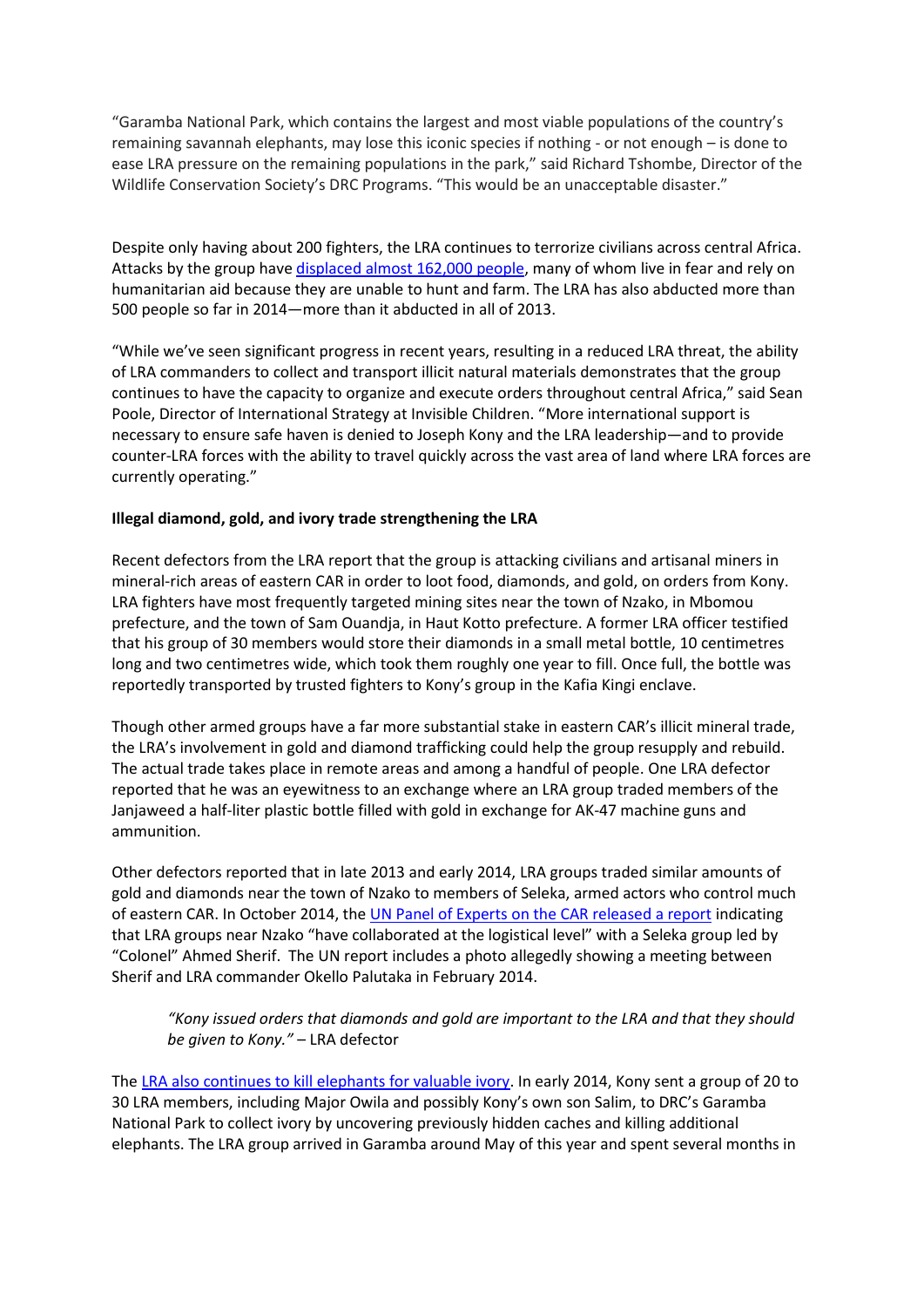"Garamba National Park, which contains the largest and most viable populations of the country's remaining savannah elephants, may lose this iconic species if nothing - or not enough – is done to ease LRA pressure on the remaining populations in the park," said Richard Tshombe, Director of the Wildlife Conservation Society's DRC Programs. "This would be an unacceptable disaster."

Despite only having about 200 fighters, the LRA continues to terrorize civilians across central Africa. Attacks by the group have displaced almost 162,000 people, many of whom live in fear and rely on humanitarian aid because they are unable to hunt and farm. The LRA has also abducted more than 500 people so far in 2014—more than it abducted in all of 2013.

"While we've seen significant progress in recent years, resulting in a reduced LRA threat, the ability of LRA commanders to collect and transport illicit natural materials demonstrates that the group continues to have the capacity to organize and execute orders throughout central Africa," said Sean Poole, Director of International Strategy at Invisible Children. "More international support is necessary to ensure safe haven is denied to Joseph Kony and the LRA leadership—and to provide counter-LRA forces with the ability to travel quickly across the vast area of land where LRA forces are currently operating."

**Illegal diamond, gold, and ivory trade strengthening the LRA**

Recent defectors from the LRA report that the group is attacking civilians and artisanal miners in mineral-rich areas of eastern CAR in order to loot food, diamonds, and gold, on orders from Kony. LRA fighters have most frequently targeted mining sites near the town of Nzako, in Mbomou prefecture, and the town of Sam Ouandja, in Haut Kotto prefecture. A former LRA officer testified that his group of 30 members would store their diamonds in a small metal bottle, 10 centimetres long and two centimetres wide, which took them roughly one year to fill. Once full, the bottle was reportedly transported by trusted fighters to Kony's group in the Kafia Kingi enclave.

Though other armed groups have a far more substantial stake in eastern CAR's illicit mineral trade, the LRA's involvement in gold and diamond trafficking could help the group resupply and rebuild. The actual trade takes place in remote areas and among a handful of people. One LRA defector reported that he was an eyewitness to an exchange where an LRA group traded members of the Janjaweed a half-liter plastic bottle filled with gold in exchange for AK-47 machine guns and ammunition.

Other defectors reported that in late 2013 and early 2014, LRA groups traded similar amounts of gold and diamonds near the town of Nzako to members of Seleka, armed actors who control much of eastern CAR. In October 2014, the UN Panel of Experts on the CAR released a report indicating that LRA groups near Nzako "have collaborated at the logistical level" with a Seleka group led by "Colonel" Ahmed Sherif. The UN report includes a photo allegedly showing a meeting between Sherif and LRA commander Okello Palutaka in February 2014.

> *"Kony issued orders that diamonds and gold are important to the LRA and that they should be given to Kony."* – LRA defector

The LRA also continues to kill elephants for valuable ivory. In early 2014, Kony sent a group of 20 to 30 LRA members, including Major Owila and possibly Kony's own son Salim, to DRC's Garamba National Park to collect ivory by uncovering previously hidden caches and killing additional elephants. The LRA group arrived in Garamba around May of this year and spent several months in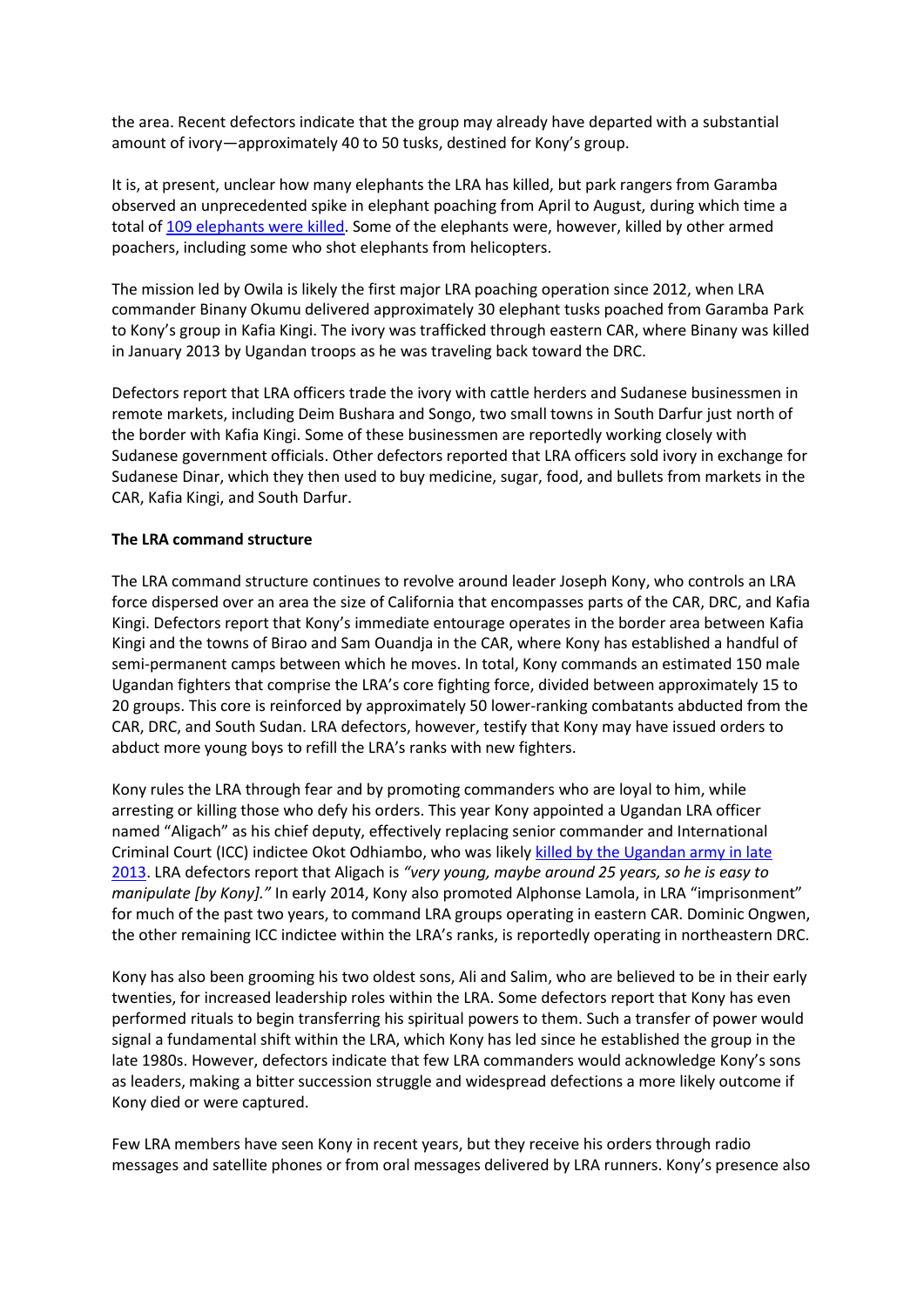the area. Recent defectors indicate that the group may already have departed with a substantial amount of ivory—approximately 40 to 50 tusks, destined for Kony's group.

It is, at present, unclear how many elephants the LRA has killed, but park rangers from Garamba observed an unprecedented spike in elephant poaching from April to August, during which time a total of [109 elephants were killed](). Some of the elephants were, however, killed by other armed poachers, including some who shot elephants from helicopters.

The mission led by Owila is likely the first major LRA poaching operation since 2012, when LRA commander Binany Okumu delivered approximately 30 elephant tusks poached from Garamba Park to Kony's group in Kafia Kingi. The ivory was trafficked through eastern CAR, where Binany was killed in January 2013 by Ugandan troops as he was traveling back toward the DRC.

Defectors report that LRA officers trade the ivory with cattle herders and Sudanese businessmen in remote markets, including Deim Bushara and Songo, two small towns in South Darfur just north of the border with Kafia Kingi. Some of these businessmen are reportedly working closely with Sudanese government officials. Other defectors reported that LRA officers sold ivory in exchange for Sudanese Dinar, which they then used to buy medicine, sugar, food, and bullets from markets in the CAR, Kafia Kingi, and South Darfur.

**The LRA command structure**

The LRA command structure continues to revolve around leader Joseph Kony, who controls an LRA force dispersed over an area the size of California that encompasses parts of the CAR, DRC, and Kafia Kingi. Defectors report that Kony's immediate entourage operates in the border area between Kafia Kingi and the towns of Birao and Sam Ouandja in the CAR, where Kony has established a handful of semi-permanent camps between which he moves. In total, Kony commands an estimated 150 male Ugandan fighters that comprise the LRA's core fighting force, divided between approximately 15 to 20 groups. This core is reinforced by approximately 50 lower-ranking combatants abducted from the CAR, DRC, and South Sudan. LRA defectors, however, testify that Kony may have issued orders to abduct more young boys to refill the LRA's ranks with new fighters.

Kony rules the LRA through fear and by promoting commanders who are loyal to him, while arresting or killing those who defy his orders. This year Kony appointed a Ugandan LRA officer named "Aligach" as his chief deputy, effectively replacing senior commander and International Criminal Court (ICC) indictee Okot Odhiambo, who was likely [killed by the Ugandan army in late 2013](). LRA defectors report that Aligach is *"very young, maybe around 25 years, so he is easy to manipulate [by Kony]."* In early 2014, Kony also promoted Alphonse Lamola, in LRA "imprisonment" for much of the past two years, to command LRA groups operating in eastern CAR. Dominic Ongwen, the other remaining ICC indictee within the LRA's ranks, is reportedly operating in northeastern DRC.

Kony has also been grooming his two oldest sons, Ali and Salim, who are believed to be in their early twenties, for increased leadership roles within the LRA. Some defectors report that Kony has even performed rituals to begin transferring his spiritual powers to them. Such a transfer of power would signal a fundamental shift within the LRA, which Kony has led since he established the group in the late 1980s. However, defectors indicate that few LRA commanders would acknowledge Kony's sons as leaders, making a bitter succession struggle and widespread defections a more likely outcome if Kony died or were captured.

Few LRA members have seen Kony in recent years, but they receive his orders through radio messages and satellite phones or from oral messages delivered by LRA runners. Kony's presence also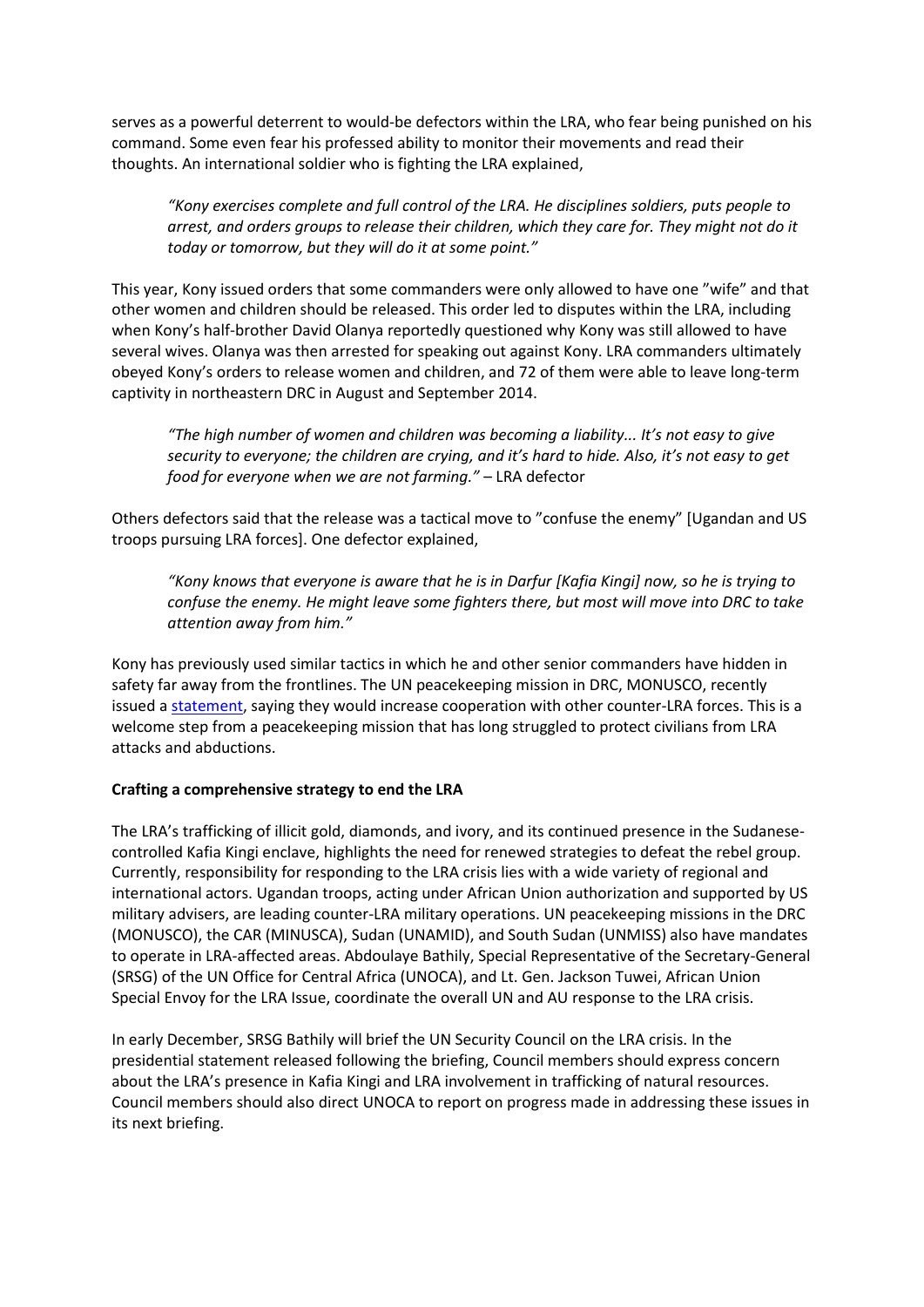serves as a powerful deterrent to would-be defectors within the LRA, who fear being punished on his command. Some even fear his professed ability to monitor their movements and read their thoughts. An international soldier who is fighting the LRA explained,

> *"Kony exercises complete and full control of the LRA. He disciplines soldiers, puts people to arrest, and orders groups to release their children, which they care for. They might not do it today or tomorrow, but they will do it at some point."*

This year, Kony issued orders that some commanders were only allowed to have one "wife" and that other women and children should be released. This order led to disputes within the LRA, including when Kony's half-brother David Olanya reportedly questioned why Kony was still allowed to have several wives. Olanya was then arrested for speaking out against Kony. LRA commanders ultimately obeyed Kony's orders to release women and children, and 72 of them were able to leave long-term captivity in northeastern DRC in August and September 2014.

> *"The high number of women and children was becoming a liability... It's not easy to give security to everyone; the children are crying, and it's hard to hide. Also, it's not easy to get food for everyone when we are not farming."* – LRA defector

Others defectors said that the release was a tactical move to "confuse the enemy" [Ugandan and US troops pursuing LRA forces]. One defector explained,

> *"Kony knows that everyone is aware that he is in Darfur [Kafia Kingi] now, so he is trying to confuse the enemy. He might leave some fighters there, but most will move into DRC to take attention away from him."*

Kony has previously used similar tactics in which he and other senior commanders have hidden in safety far away from the frontlines. The UN peacekeeping mission in DRC, MONUSCO, recently issued a statement, saying they would increase cooperation with other counter-LRA forces. This is a welcome step from a peacekeeping mission that has long struggled to protect civilians from LRA attacks and abductions.

**Crafting a comprehensive strategy to end the LRA**

The LRA's trafficking of illicit gold, diamonds, and ivory, and its continued presence in the Sudanese-controlled Kafia Kingi enclave, highlights the need for renewed strategies to defeat the rebel group. Currently, responsibility for responding to the LRA crisis lies with a wide variety of regional and international actors. Ugandan troops, acting under African Union authorization and supported by US military advisers, are leading counter-LRA military operations. UN peacekeeping missions in the DRC (MONUSCO), the CAR (MINUSCA), Sudan (UNAMID), and South Sudan (UNMISS) also have mandates to operate in LRA-affected areas. Abdoulaye Bathily, Special Representative of the Secretary-General (SRSG) of the UN Office for Central Africa (UNOCA), and Lt. Gen. Jackson Tuwei, African Union Special Envoy for the LRA Issue, coordinate the overall UN and AU response to the LRA crisis.

In early December, SRSG Bathily will brief the UN Security Council on the LRA crisis. In the presidential statement released following the briefing, Council members should express concern about the LRA's presence in Kafia Kingi and LRA involvement in trafficking of natural resources. Council members should also direct UNOCA to report on progress made in addressing these issues in its next briefing.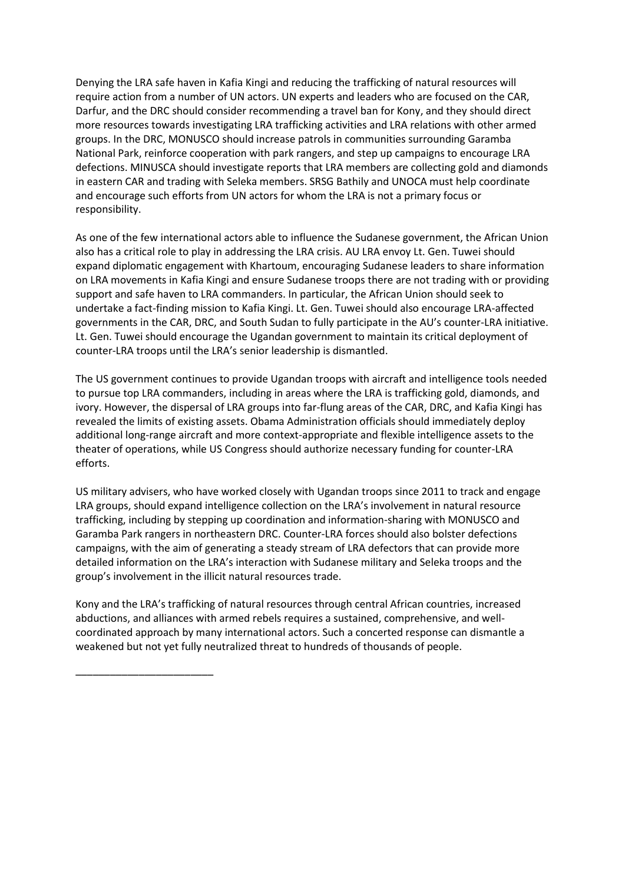Denying the LRA safe haven in Kafia Kingi and reducing the trafficking of natural resources will require action from a number of UN actors. UN experts and leaders who are focused on the CAR, Darfur, and the DRC should consider recommending a travel ban for Kony, and they should direct more resources towards investigating LRA trafficking activities and LRA relations with other armed groups. In the DRC, MONUSCO should increase patrols in communities surrounding Garamba National Park, reinforce cooperation with park rangers, and step up campaigns to encourage LRA defections. MINUSCA should investigate reports that LRA members are collecting gold and diamonds in eastern CAR and trading with Seleka members. SRSG Bathily and UNOCA must help coordinate and encourage such efforts from UN actors for whom the LRA is not a primary focus or responsibility.

As one of the few international actors able to influence the Sudanese government, the African Union also has a critical role to play in addressing the LRA crisis. AU LRA envoy Lt. Gen. Tuwei should expand diplomatic engagement with Khartoum, encouraging Sudanese leaders to share information on LRA movements in Kafia Kingi and ensure Sudanese troops there are not trading with or providing support and safe haven to LRA commanders. In particular, the African Union should seek to undertake a fact-finding mission to Kafia Kingi. Lt. Gen. Tuwei should also encourage LRA-affected governments in the CAR, DRC, and South Sudan to fully participate in the AU's counter-LRA initiative. Lt. Gen. Tuwei should encourage the Ugandan government to maintain its critical deployment of counter-LRA troops until the LRA's senior leadership is dismantled.

The US government continues to provide Ugandan troops with aircraft and intelligence tools needed to pursue top LRA commanders, including in areas where the LRA is trafficking gold, diamonds, and ivory. However, the dispersal of LRA groups into far-flung areas of the CAR, DRC, and Kafia Kingi has revealed the limits of existing assets. Obama Administration officials should immediately deploy additional long-range aircraft and more context-appropriate and flexible intelligence assets to the theater of operations, while US Congress should authorize necessary funding for counter-LRA efforts.

US military advisers, who have worked closely with Ugandan troops since 2011 to track and engage LRA groups, should expand intelligence collection on the LRA's involvement in natural resource trafficking, including by stepping up coordination and information-sharing with MONUSCO and Garamba Park rangers in northeastern DRC. Counter-LRA forces should also bolster defections campaigns, with the aim of generating a steady stream of LRA defectors that can provide more detailed information on the LRA's interaction with Sudanese military and Seleka troops and the group's involvement in the illicit natural resources trade.

Kony and the LRA's trafficking of natural resources through central African countries, increased abductions, and alliances with armed rebels requires a sustained, comprehensive, and well-coordinated approach by many international actors. Such a concerted response can dismantle a weakened but not yet fully neutralized threat to hundreds of thousands of people.

---